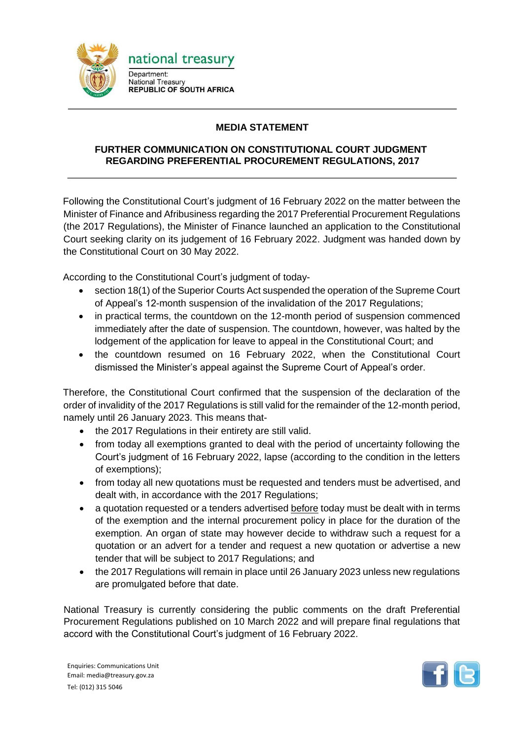national treasury

Department:
National Treasury
**REPUBLIC OF SOUTH AFRICA**

# MEDIA STATEMENT

## FURTHER COMMUNICATION ON CONSTITUTIONAL COURT JUDGMENT REGARDING PREFERENTIAL PROCUREMENT REGULATIONS, 2017

Following the Constitutional Court's judgment of 16 February 2022 on the matter between the Minister of Finance and Afribusiness regarding the 2017 Preferential Procurement Regulations (the 2017 Regulations), the Minister of Finance launched an application to the Constitutional Court seeking clarity on its judgement of 16 February 2022. Judgment was handed down by the Constitutional Court on 30 May 2022.

According to the Constitutional Court's judgment of today-

- section 18(1) of the Superior Courts Act suspended the operation of the Supreme Court of Appeal's 12-month suspension of the invalidation of the 2017 Regulations;
- in practical terms, the countdown on the 12-month period of suspension commenced immediately after the date of suspension. The countdown, however, was halted by the lodgement of the application for leave to appeal in the Constitutional Court; and
- the countdown resumed on 16 February 2022, when the Constitutional Court dismissed the Minister's appeal against the Supreme Court of Appeal's order.

Therefore, the Constitutional Court confirmed that the suspension of the declaration of the order of invalidity of the 2017 Regulations is still valid for the remainder of the 12-month period, namely until 26 January 2023. This means that-

- the 2017 Regulations in their entirety are still valid.
- from today all exemptions granted to deal with the period of uncertainty following the Court's judgment of 16 February 2022, lapse (according to the condition in the letters of exemptions);
- from today all new quotations must be requested and tenders must be advertised, and dealt with, in accordance with the 2017 Regulations;
- a quotation requested or a tenders advertised <u>before</u> today must be dealt with in terms of the exemption and the internal procurement policy in place for the duration of the exemption. An organ of state may however decide to withdraw such a request for a quotation or an advert for a tender and request a new quotation or advertise a new tender that will be subject to 2017 Regulations; and
- the 2017 Regulations will remain in place until 26 January 2023 unless new regulations are promulgated before that date.

National Treasury is currently considering the public comments on the draft Preferential Procurement Regulations published on 10 March 2022 and will prepare final regulations that accord with the Constitutional Court's judgment of 16 February 2022.

Enquiries: Communications Unit
Email: media@treasury.gov.za
Tel: (012) 315 5046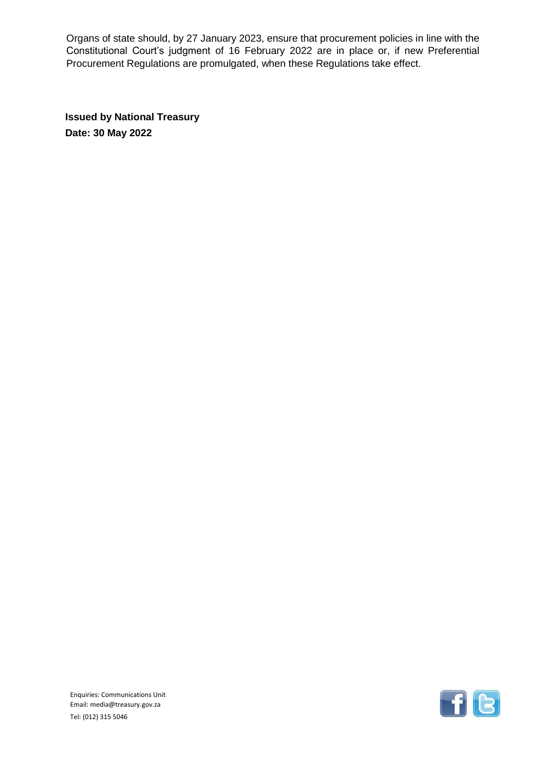Organs of state should, by 27 January 2023, ensure that procurement policies in line with the Constitutional Court's judgment of 16 February 2022 are in place or, if new Preferential Procurement Regulations are promulgated, when these Regulations take effect.

**Issued by National Treasury**
**Date: 30 May 2022**

Enquiries: Communications Unit
Email: media@treasury.gov.za
Tel: (012) 315 5046